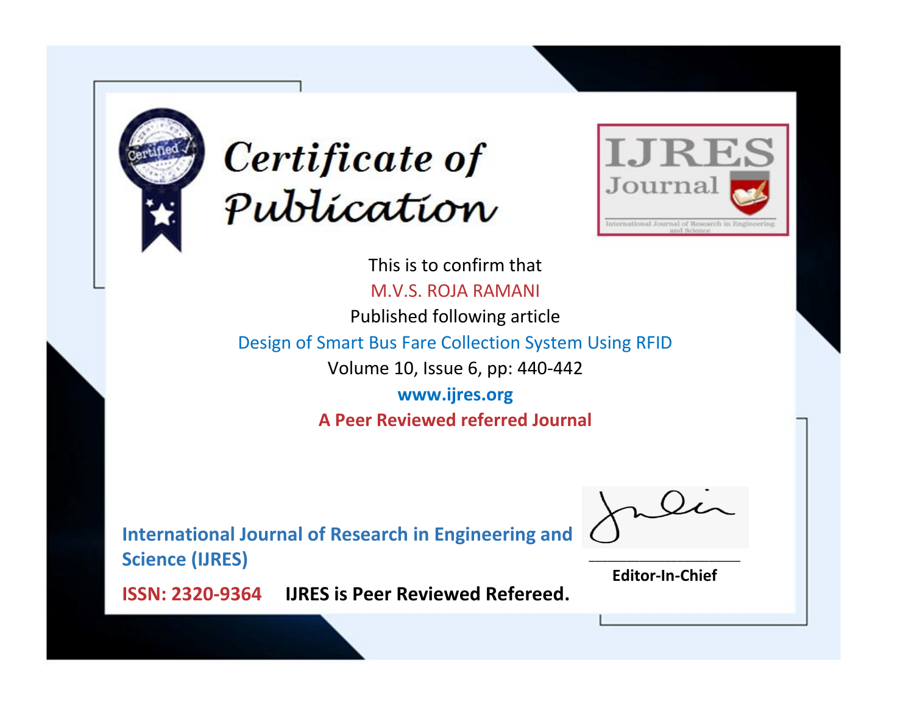# Certificate of Publication

IJRES Journal

International Journal of Research in Engineering and Science

This is to confirm that

M.V.S. ROJA RAMANI

Published following article

Design of Smart Bus Fare Collection System Using RFID

Volume 10, Issue 6, pp: 440-442

**www.ijres.org**

**A Peer Reviewed referred Journal**

**International Journal of Research in Engineering and Science (IJRES)**

**ISSN: 2320-9364** **IJRES is Peer Reviewed Refereed.**

**Editor-In-Chief**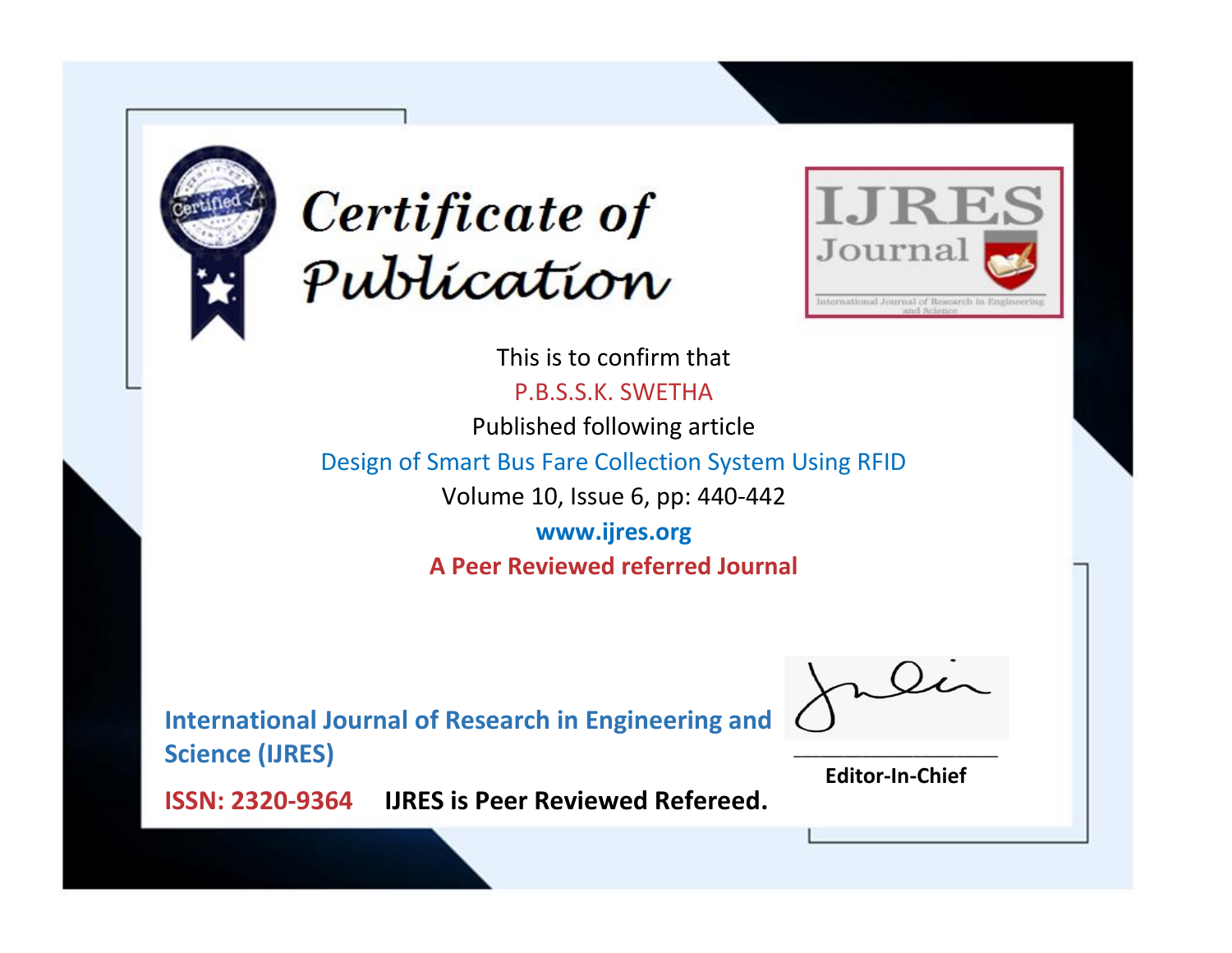# Certificate of Publication

IJRES Journal

International Journal of Research in Engineering and Science

This is to confirm that

P.B.S.S.K. SWETHA

Published following article

Design of Smart Bus Fare Collection System Using RFID

Volume 10, Issue 6, pp: 440-442

www.ijres.org

**A Peer Reviewed referred Journal**

**International Journal of Research in Engineering and Science (IJRES)**

**ISSN: 2320-9364** **IJRES is Peer Reviewed Refereed.**

**Editor-In-Chief**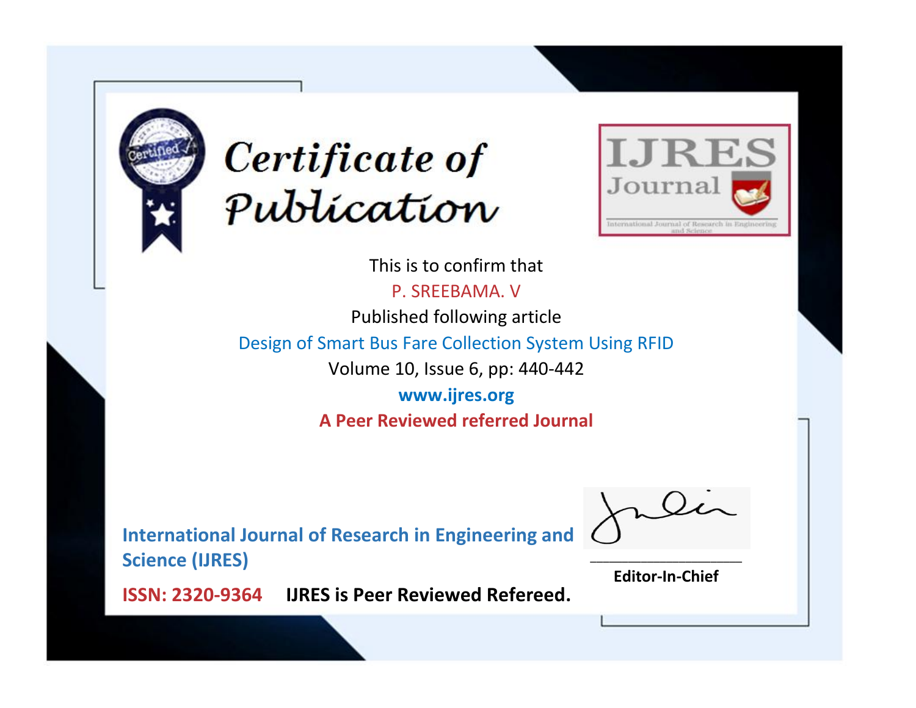# Certificate of Publication

IJRES Journal

International Journal of Research in Engineering and Science

This is to confirm that

P. SREEBAMA. V

Published following article

Design of Smart Bus Fare Collection System Using RFID

Volume 10, Issue 6, pp: 440-442

**www.ijres.org**

**A Peer Reviewed referred Journal**

**International Journal of Research in Engineering and Science (IJRES)**

**ISSN: 2320-9364** **IJRES is Peer Reviewed Refereed.**

**Editor-In-Chief**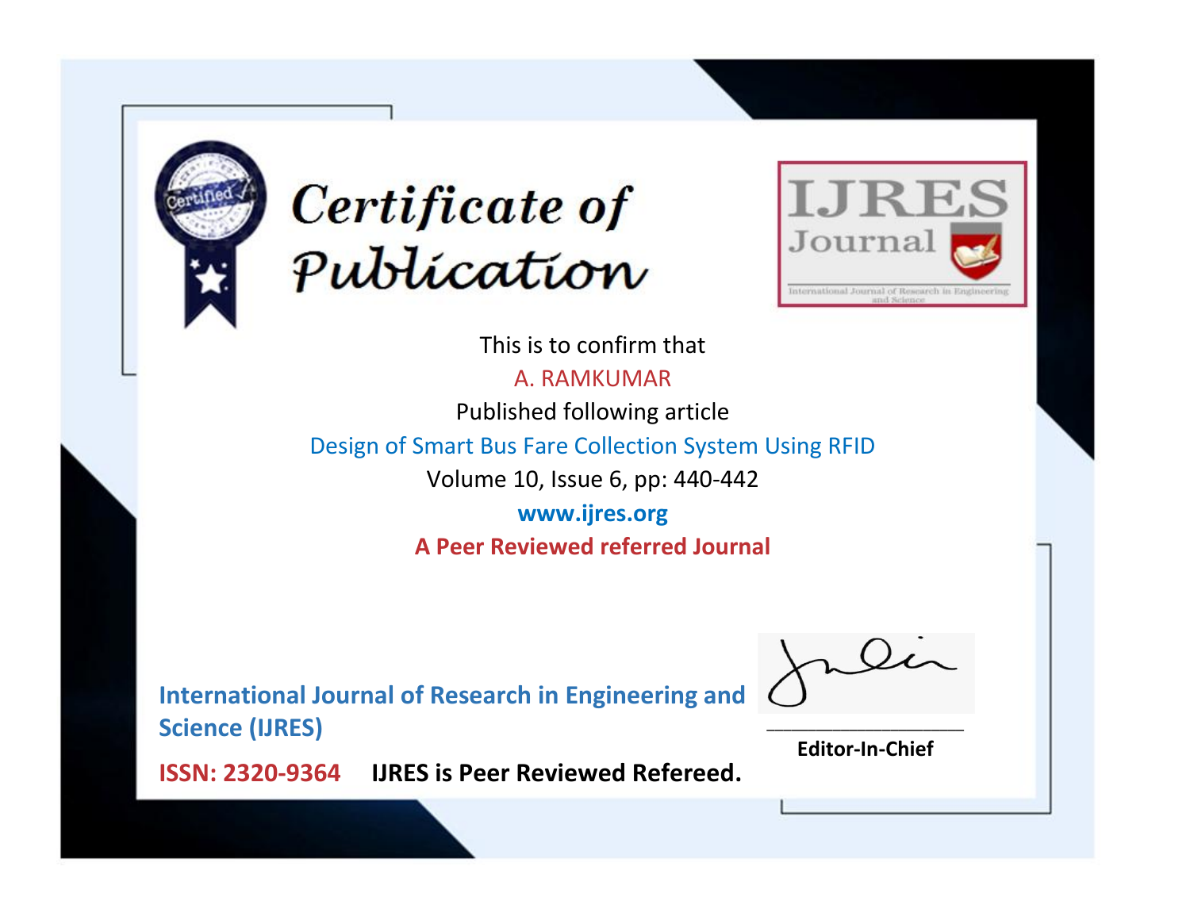# Certificate of Publication

IJRES Journal

International Journal of Research in Engineering and Science

This is to confirm that

A. RAMKUMAR

Published following article

Design of Smart Bus Fare Collection System Using RFID

Volume 10, Issue 6, pp: 440-442

www.ijres.org

**A Peer Reviewed referred Journal**

**International Journal of Research in Engineering and Science (IJRES)**

**ISSN: 2320-9364** **IJRES is Peer Reviewed Refereed.**

**Editor-In-Chief**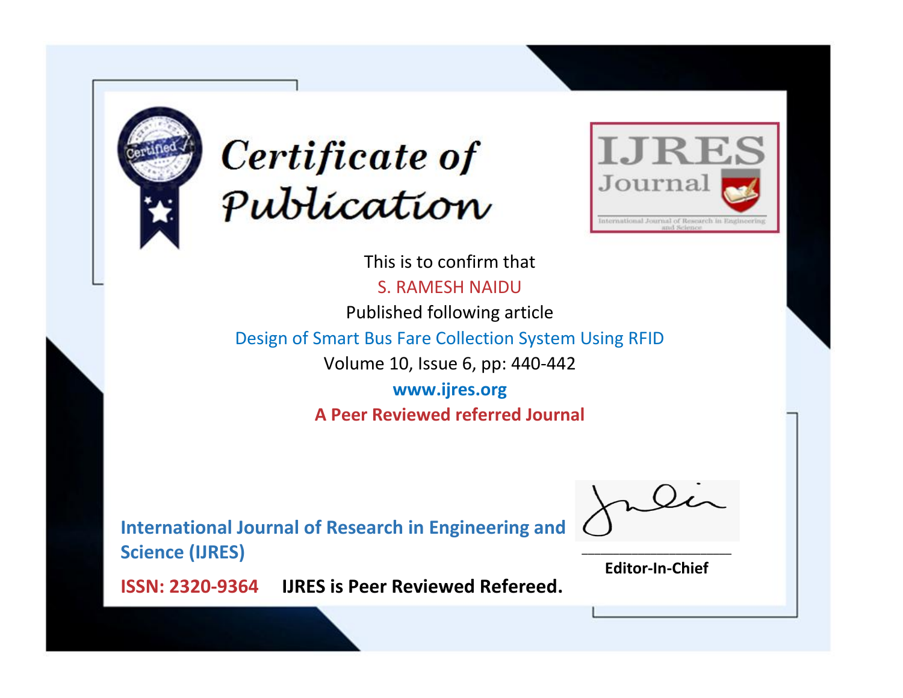# Certificate of Publication

IJRES Journal

International Journal of Research in Engineering and Science

This is to confirm that

S. RAMESH NAIDU

Published following article

Design of Smart Bus Fare Collection System Using RFID

Volume 10, Issue 6, pp: 440-442

**www.ijres.org**

**A Peer Reviewed referred Journal**

**International Journal of Research in Engineering and Science (IJRES)**

**ISSN: 2320-9364** **IJRES is Peer Reviewed Refereed.**

**Editor-In-Chief**